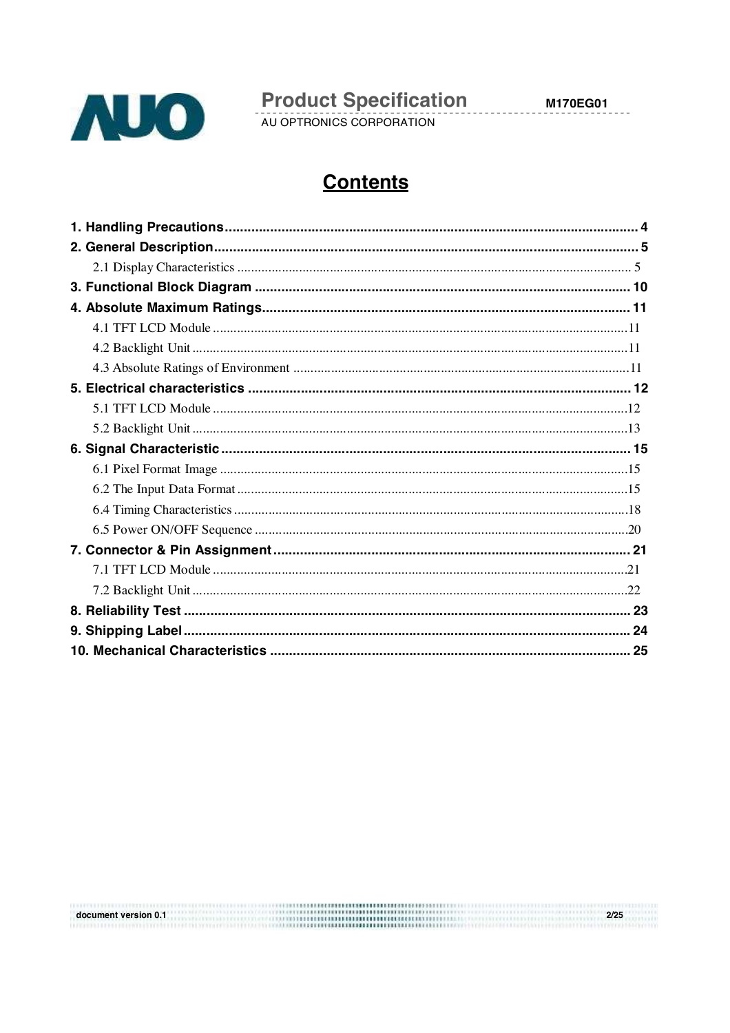# Contents

**1. Handling Precautions** .................................................... 4

**2. General Description** .................................................... 5

- 2.1 Display Characteristics .................................................... 5

**3. Functional Block Diagram** .................................................... 10

**4. Absolute Maximum Ratings** .................................................... 11

- 4.1 TFT LCD Module .................................................... 11
- 4.2 Backlight Unit .................................................... 11
- 4.3 Absolute Ratings of Environment .................................................... 11

**5. Electrical characteristics** .................................................... 12

- 5.1 TFT LCD Module .................................................... 12
- 5.2 Backlight Unit .................................................... 13

**6. Signal Characteristic** .................................................... 15

- 6.1 Pixel Format Image .................................................... 15
- 6.2 The Input Data Format .................................................... 15
- 6.4 Timing Characteristics .................................................... 18
- 6.5 Power ON/OFF Sequence .................................................... 20

**7. Connector & Pin Assignment** .................................................... 21

- 7.1 TFT LCD Module .................................................... 21
- 7.2 Backlight Unit .................................................... 22

**8. Reliability Test** .................................................... 23

**9. Shipping Label** .................................................... 24

**10. Mechanical Characteristics** .................................................... 25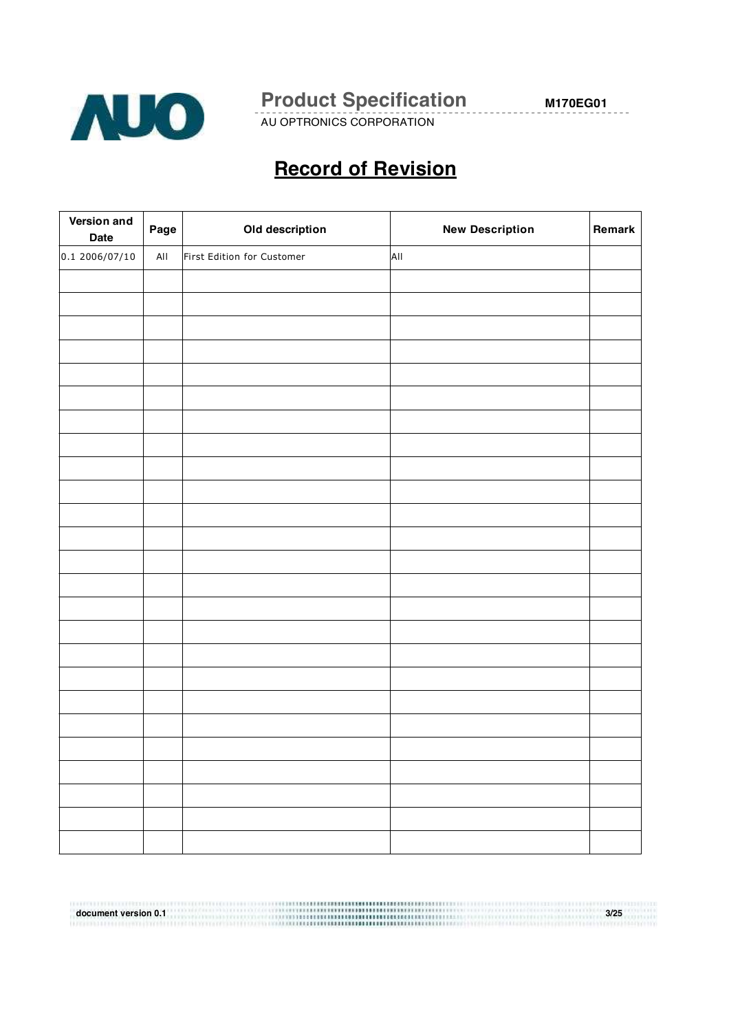# Record of Revision

| Version and Date | Page | Old description | New Description | Remark |
|---|---|---|---|---|
| 0.1 2006/07/10 | All | First Edition for Customer | All | |
| | | | | |
| | | | | |
| | | | | |
| | | | | |
| | | | | |
| | | | | |
| | | | | |
| | | | | |
| | | | | |
| | | | | |
| | | | | |
| | | | | |
| | | | | |
| | | | | |
| | | | | |
| | | | | |
| | | | | |
| | | | | |
| | | | | |
| | | | | |
| | | | | |
| | | | | |
| | | | | |
| | | | | |
| | | | | |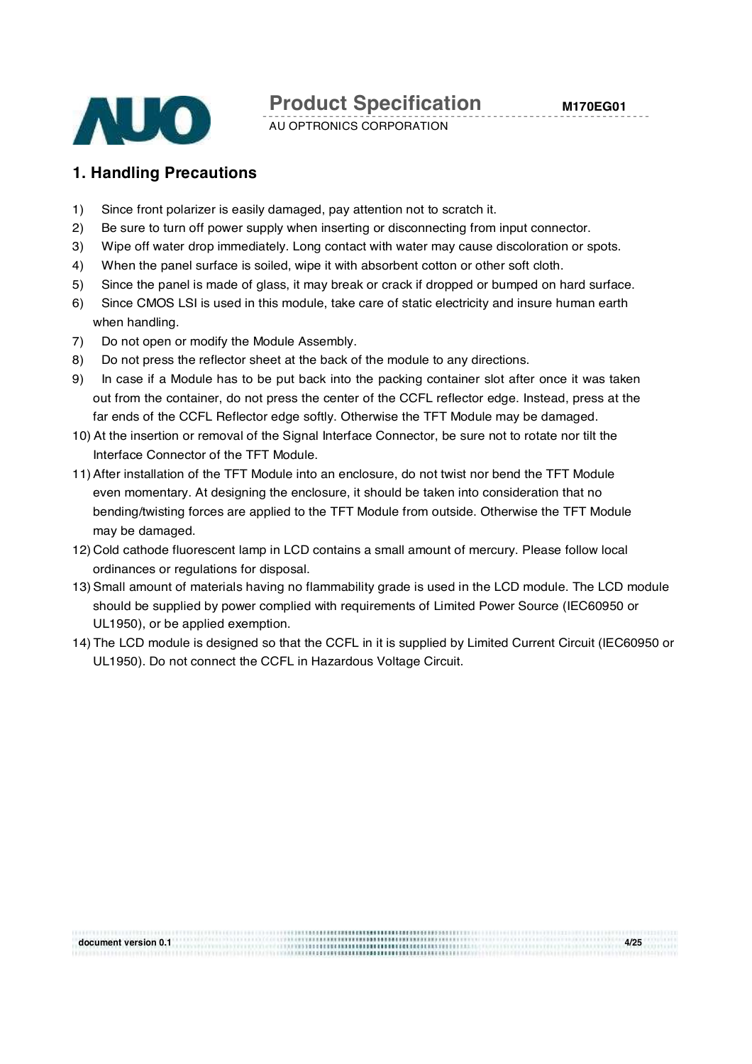## 1. Handling Precautions

1) Since front polarizer is easily damaged, pay attention not to scratch it.
2) Be sure to turn off power supply when inserting or disconnecting from input connector.
3) Wipe off water drop immediately. Long contact with water may cause discoloration or spots.
4) When the panel surface is soiled, wipe it with absorbent cotton or other soft cloth.
5) Since the panel is made of glass, it may break or crack if dropped or bumped on hard surface.
6) Since CMOS LSI is used in this module, take care of static electricity and insure human earth when handling.
7) Do not open or modify the Module Assembly.
8) Do not press the reflector sheet at the back of the module to any directions.
9) In case if a Module has to be put back into the packing container slot after once it was taken out from the container, do not press the center of the CCFL reflector edge. Instead, press at the far ends of the CCFL Reflector edge softly. Otherwise the TFT Module may be damaged.
10) At the insertion or removal of the Signal Interface Connector, be sure not to rotate nor tilt the Interface Connector of the TFT Module.
11) After installation of the TFT Module into an enclosure, do not twist nor bend the TFT Module even momentary. At designing the enclosure, it should be taken into consideration that no bending/twisting forces are applied to the TFT Module from outside. Otherwise the TFT Module may be damaged.
12) Cold cathode fluorescent lamp in LCD contains a small amount of mercury. Please follow local ordinances or regulations for disposal.
13) Small amount of materials having no flammability grade is used in the LCD module. The LCD module should be supplied by power complied with requirements of Limited Power Source (IEC60950 or UL1950), or be applied exemption.
14) The LCD module is designed so that the CCFL in it is supplied by Limited Current Circuit (IEC60950 or UL1950). Do not connect the CCFL in Hazardous Voltage Circuit.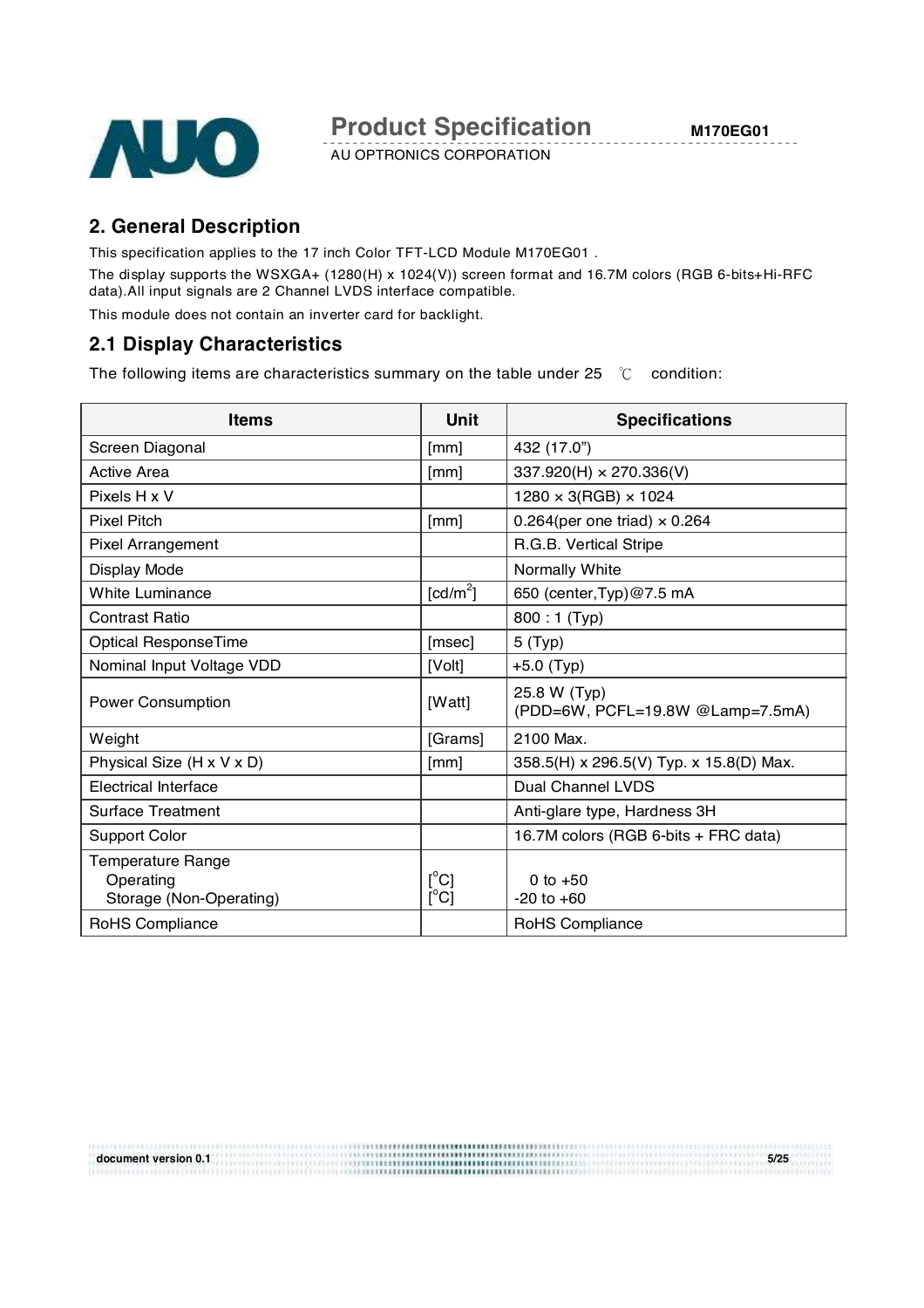## 2. General Description

This specification applies to the 17 inch Color TFT-LCD Module M170EG01 .

The display supports the WSXGA+ (1280(H) x 1024(V)) screen format and 16.7M colors (RGB 6-bits+Hi-RFC data).All input signals are 2 Channel LVDS interface compatible.

This module does not contain an inverter card for backlight.

## 2.1 Display Characteristics

The following items are characteristics summary on the table under 25 ℃ condition:

| Items | Unit | Specifications |
|---|---|---|
| Screen Diagonal | [mm] | 432 (17.0") |
| Active Area | [mm] | 337.920(H) × 270.336(V) |
| Pixels H x V | | 1280 × 3(RGB) × 1024 |
| Pixel Pitch | [mm] | 0.264(per one triad) × 0.264 |
| Pixel Arrangement | | R.G.B. Vertical Stripe |
| Display Mode | | Normally White |
| White Luminance | [cd/m$^2$] | 650 (center,Typ)@7.5 mA |
| Contrast Ratio | | 800 : 1 (Typ) |
| Optical ResponseTime | [msec] | 5 (Typ) |
| Nominal Input Voltage VDD | [Volt] | +5.0 (Typ) |
| Power Consumption | [Watt] | 25.8 W (Typ)<br>(PDD=6W, PCFL=19.8W @Lamp=7.5mA) |
| Weight | [Grams] | 2100 Max. |
| Physical Size (H x V x D) | [mm] | 358.5(H) x 296.5(V) Typ. x 15.8(D) Max. |
| Electrical Interface | | Dual Channel LVDS |
| Surface Treatment | | Anti-glare type, Hardness 3H |
| Support Color | | 16.7M colors (RGB 6-bits + FRC data) |
| Temperature Range<br>Operating<br>Storage (Non-Operating) | <br>[$^o$C]<br>[$^o$C] | <br>0 to +50<br>-20 to +60 |
| RoHS Compliance | | RoHS Compliance |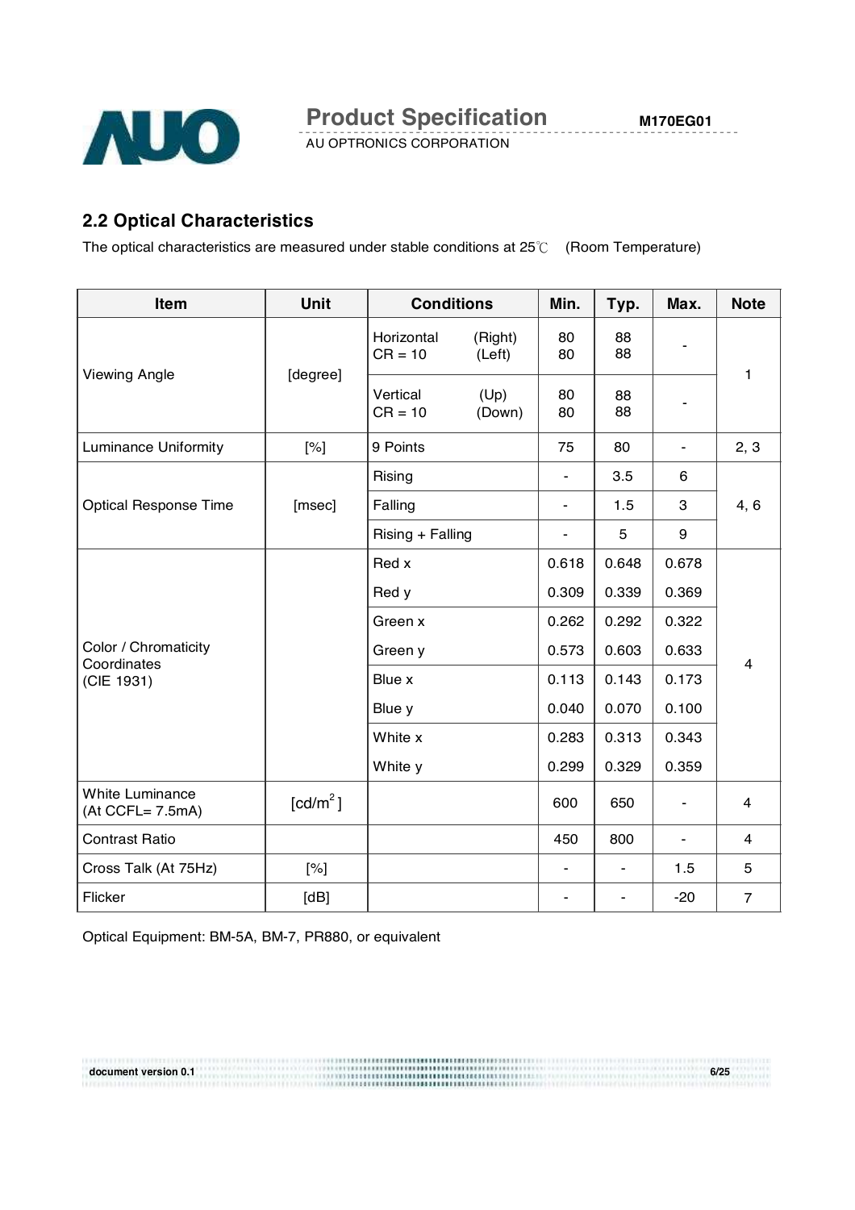## 2.2 Optical Characteristics

The optical characteristics are measured under stable conditions at 25℃ (Room Temperature)

| Item | Unit | Conditions | | Min. | Typ. | Max. | Note |
|---|---|---|---|---|---|---|---|
| Viewing Angle | [degree] | Horizontal CR = 10 | (Right) | 80 | 88 | - | 1 |
| | | | (Left) | 80 | 88 | | |
| | | Vertical CR = 10 | (Up) | 80 | 88 | - | |
| | | | (Down) | 80 | 88 | | |
| Luminance Uniformity | [%] | 9 Points | | 75 | 80 | - | 2, 3 |
| Optical Response Time | [msec] | Rising | | - | 3.5 | 6 | 4, 6 |
| | | Falling | | - | 1.5 | 3 | |
| | | Rising + Falling | | - | 5 | 9 | |
| Color / Chromaticity Coordinates (CIE 1931) | | Red x | | 0.618 | 0.648 | 0.678 | 4 |
| | | Red y | | 0.309 | 0.339 | 0.369 | |
| | | Green x | | 0.262 | 0.292 | 0.322 | |
| | | Green y | | 0.573 | 0.603 | 0.633 | |
| | | Blue x | | 0.113 | 0.143 | 0.173 | |
| | | Blue y | | 0.040 | 0.070 | 0.100 | |
| | | White x | | 0.283 | 0.313 | 0.343 | |
| | | White y | | 0.299 | 0.329 | 0.359 | |
| White Luminance (At CCFL= 7.5mA) | [cd/m$^2$] | | | 600 | 650 | - | 4 |
| Contrast Ratio | | | | 450 | 800 | - | 4 |
| Cross Talk (At 75Hz) | [%] | | | - | - | 1.5 | 5 |
| Flicker | [dB] | | | - | - | -20 | 7 |

Optical Equipment: BM-5A, BM-7, PR880, or equivalent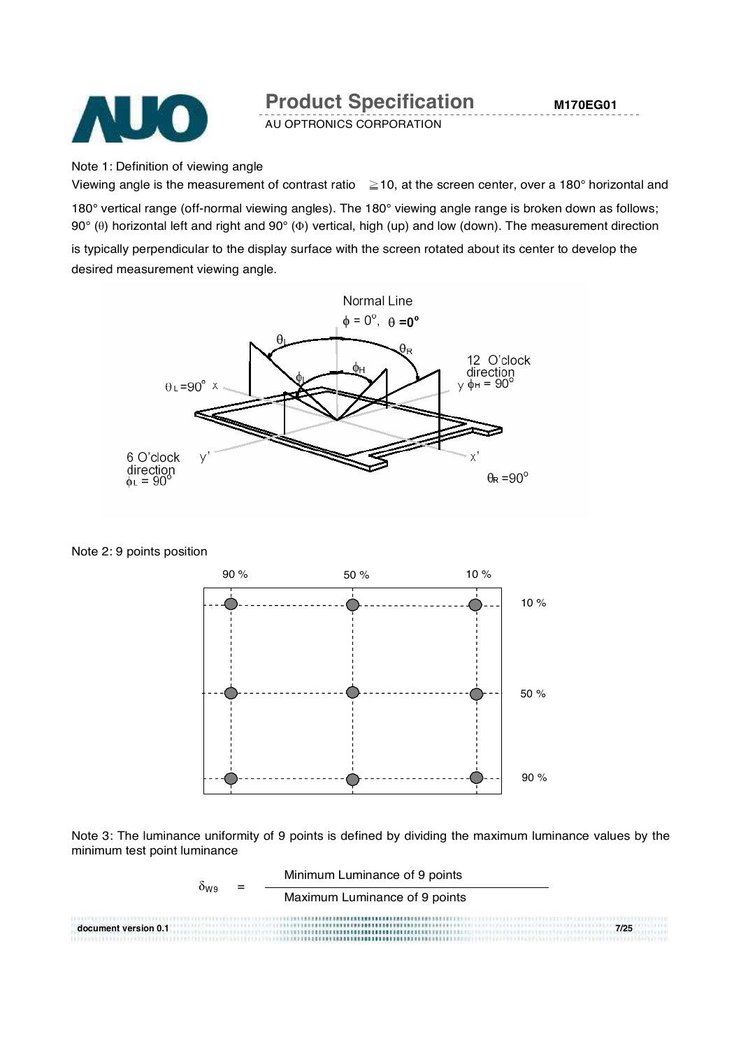Note 1: Definition of viewing angle

Viewing angle is the measurement of contrast ratio ≧10, at the screen center, over a 180° horizontal and 180° vertical range (off-normal viewing angles). The 180° viewing angle range is broken down as follows; 90° (θ) horizontal left and right and 90° (Φ) vertical, high (up) and low (down). The measurement direction is typically perpendicular to the display surface with the screen rotated about its center to develop the desired measurement viewing angle.

Note 2: 9 points position

Note 3: The luminance uniformity of 9 points is defined by dividing the maximum luminance values by the minimum test point luminance

$$\delta_{W9} = \frac{\text{Minimum Luminance of 9 points}}{\text{Maximum Luminance of 9 points}}$$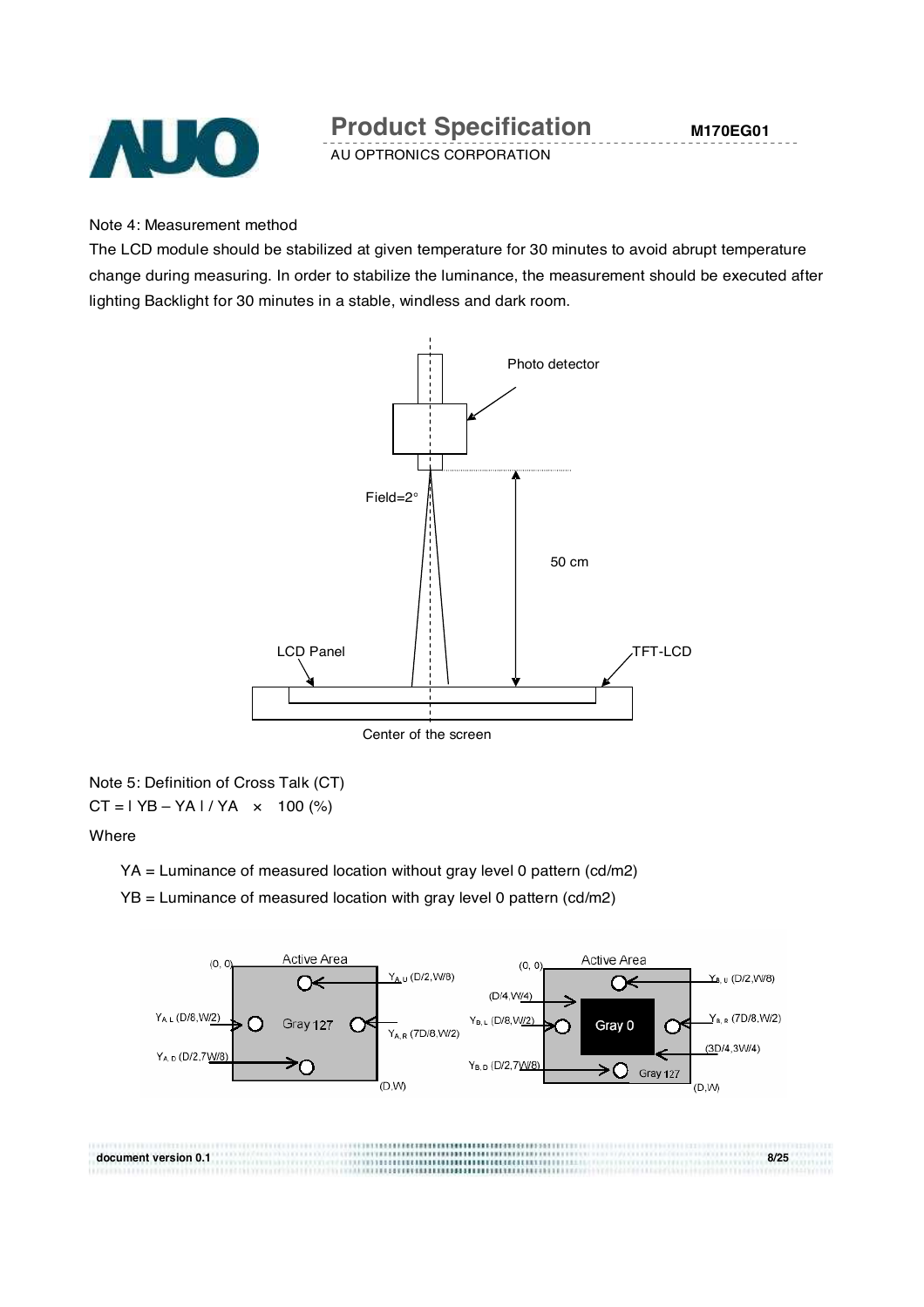Note 4: Measurement method

The LCD module should be stabilized at given temperature for 30 minutes to avoid abrupt temperature change during measuring. In order to stabilize the luminance, the measurement should be executed after lighting Backlight for 30 minutes in a stable, windless and dark room.

Photo detector

Field=2°

50 cm

LCD Panel

TFT-LCD

Center of the screen

Note 5: Definition of Cross Talk (CT)

CT = | YB – YA | / YA × 100 (%)

Where

YA = Luminance of measured location without gray level 0 pattern (cd/m2)

YB = Luminance of measured location with gray level 0 pattern (cd/m2)

(0, 0) Active Area $Y_{A,U}$ (D/2,W/8) $Y_{A,L}$ (D/8,W/2) Gray 127 $Y_{A,R}$ (7D/8,W/2) $Y_{A,D}$ (D/2,7W/8) (D,W)

(0, 0) Active Area $Y_{B,U}$ (D/2,W/8) (D/4,W/4) $Y_{B,L}$ (D/8,W/2) Gray 0 $Y_{B,R}$ (7D/8,W/2) (3D/4,3W/4) $Y_{B,D}$ (D/2,7W/8) Gray 127 (D,W)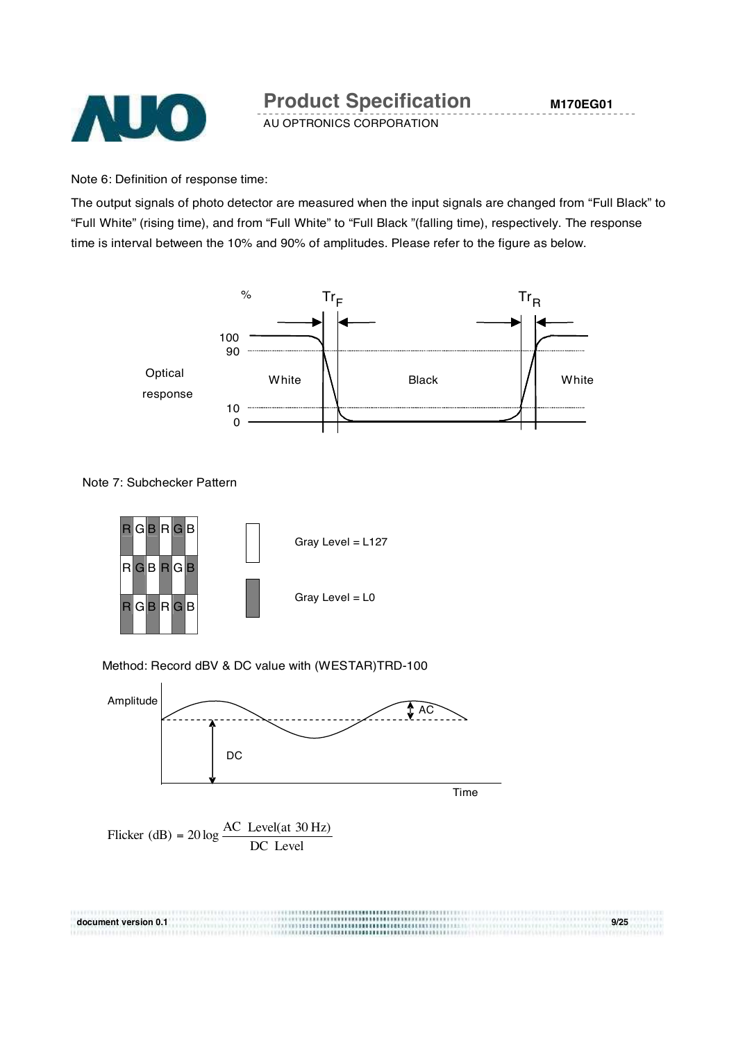Note 6: Definition of response time:

The output signals of photo detector are measured when the input signals are changed from “Full Black” to “Full White” (rising time), and from “Full White” to “Full Black ”(falling time), respectively. The response time is interval between the 10% and 90% of amplitudes. Please refer to the figure as below.

Note 7: Subchecker Pattern

| R | G | B | R | G | B |
|---|---|---|---|---|---|
| R | G | B | R | G | B |
| R | G | B | R | G | B |

Gray Level = L127

Gray Level = L0

Method: Record dBV & DC value with (WESTAR)TRD-100

$$\text{Flicker (dB)} = 20\log\frac{\text{AC Level(at 30 Hz)}}{\text{DC Level}}$$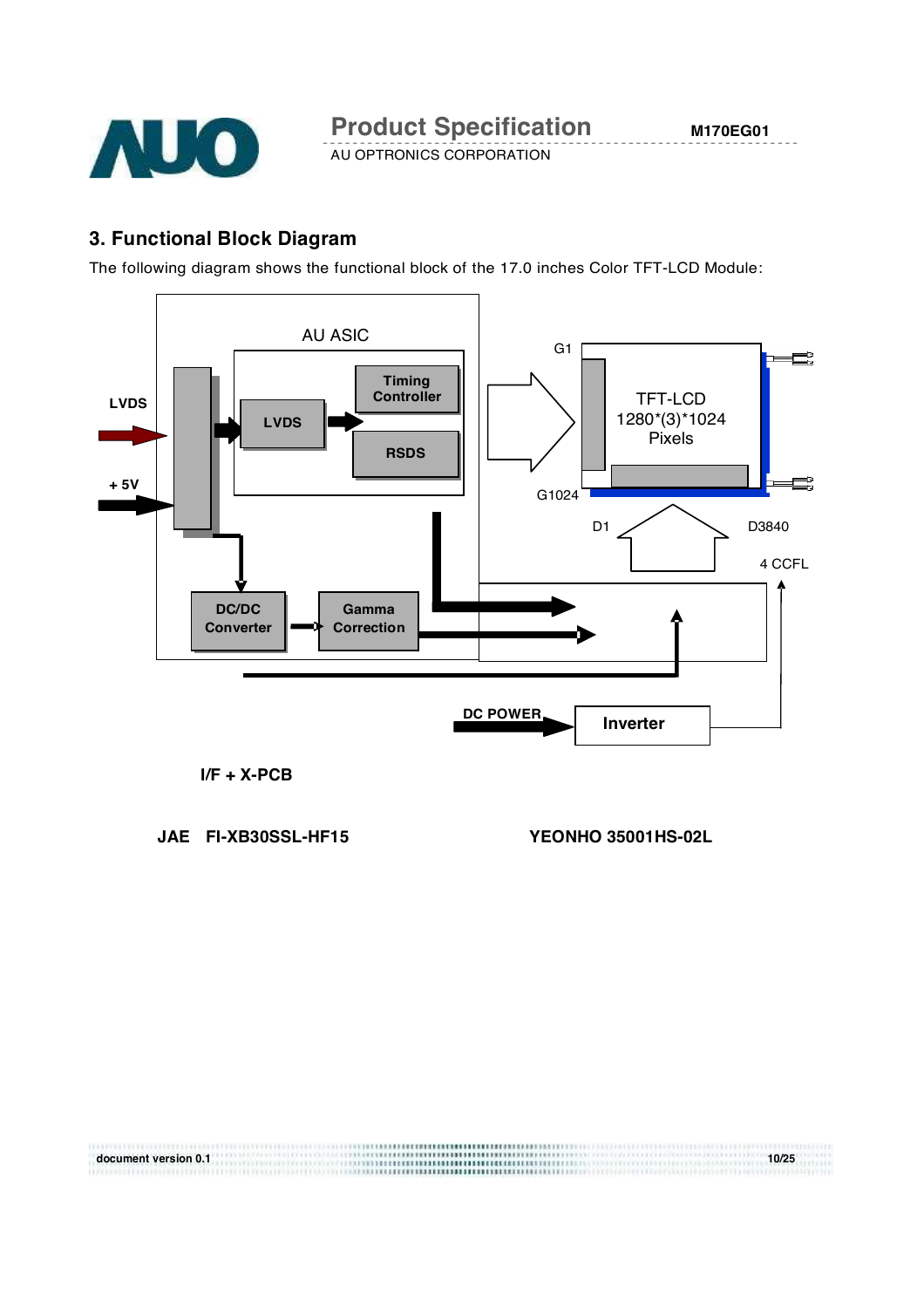## 3. Functional Block Diagram

The following diagram shows the functional block of the 17.0 inches Color TFT-LCD Module:

AU ASIC

LVDS

+ 5V

LVDS

Timing Controller

RSDS

DC/DC Converter

Gamma Correction

G1

G1024

TFT-LCD 1280*(3)*1024 Pixels

D1

D3840

4 CCFL

DC POWER

Inverter

I/F + X-PCB

JAE FI-XB30SSL-HF15

YEONHO 35001HS-02L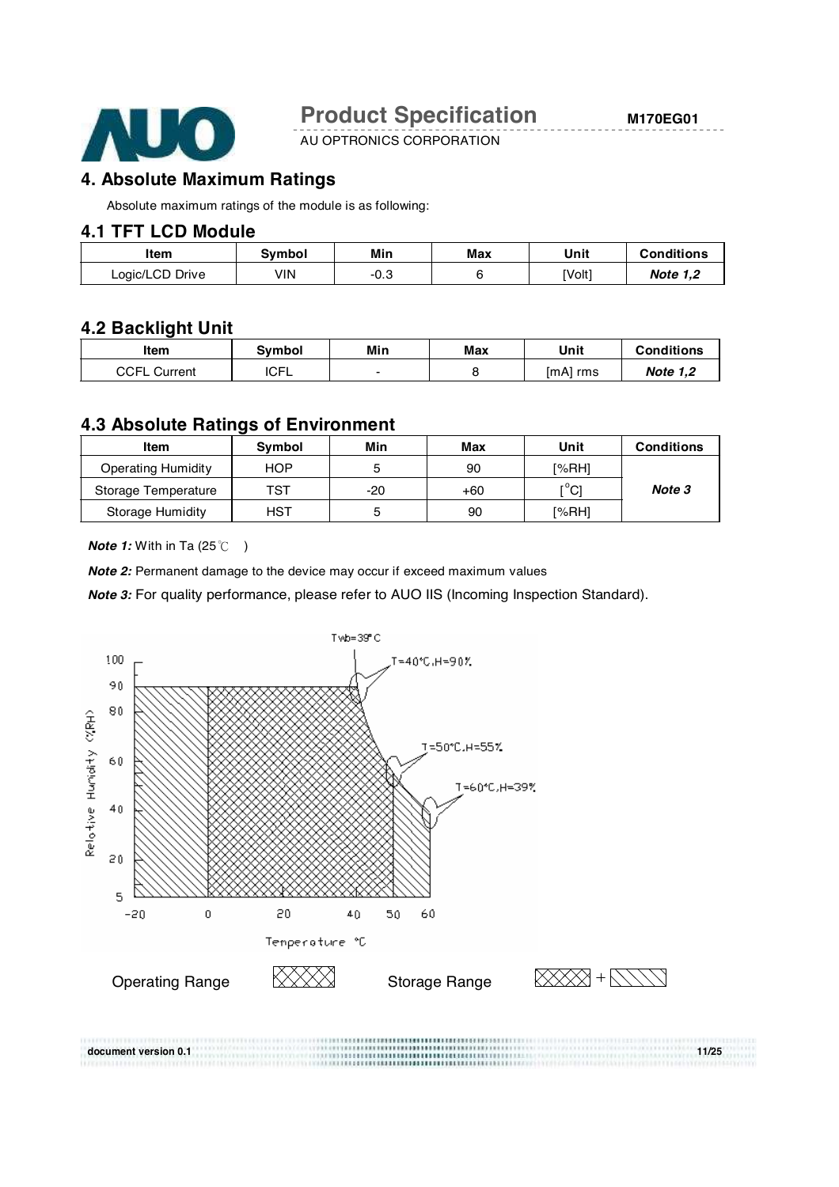// 4. Absolute Maximum Ratings

# 4. Absolute Maximum Ratings

Absolute maximum ratings of the module is as following:

## 4.1 TFT LCD Module

| Item | Symbol | Min | Max | Unit | Conditions |
|---|---|---|---|---|---|
| Logic/LCD Drive | VIN | -0.3 | 6 | [Volt] | ***Note 1,2*** |

## 4.2 Backlight Unit

| Item | Symbol | Min | Max | Unit | Conditions |
|---|---|---|---|---|---|
| CCFL Current | ICFL | - | 8 | [mA] rms | ***Note 1,2*** |

## 4.3 Absolute Ratings of Environment

| Item | Symbol | Min | Max | Unit | Conditions |
|---|---|---|---|---|---|
| Operating Humidity | HOP | 5 | 90 | [%RH] | ***Note 3*** |
| Storage Temperature | TST | -20 | +60 | [°C] | |
| Storage Humidity | HST | 5 | 90 | [%RH] | |

***Note 1:*** With in Ta (25℃ )

***Note 2:*** Permanent damage to the device may occur if exceed maximum values

***Note 3:*** For quality performance, please refer to AUO IIS (Incoming Inspection Standard).

Twb=39°C

T=40°C,H=90%

T=50°C,H=55%

T=60°C,H=39%

Relative Humidity (%RH)

Temperature °C

Operating Range

Storage Range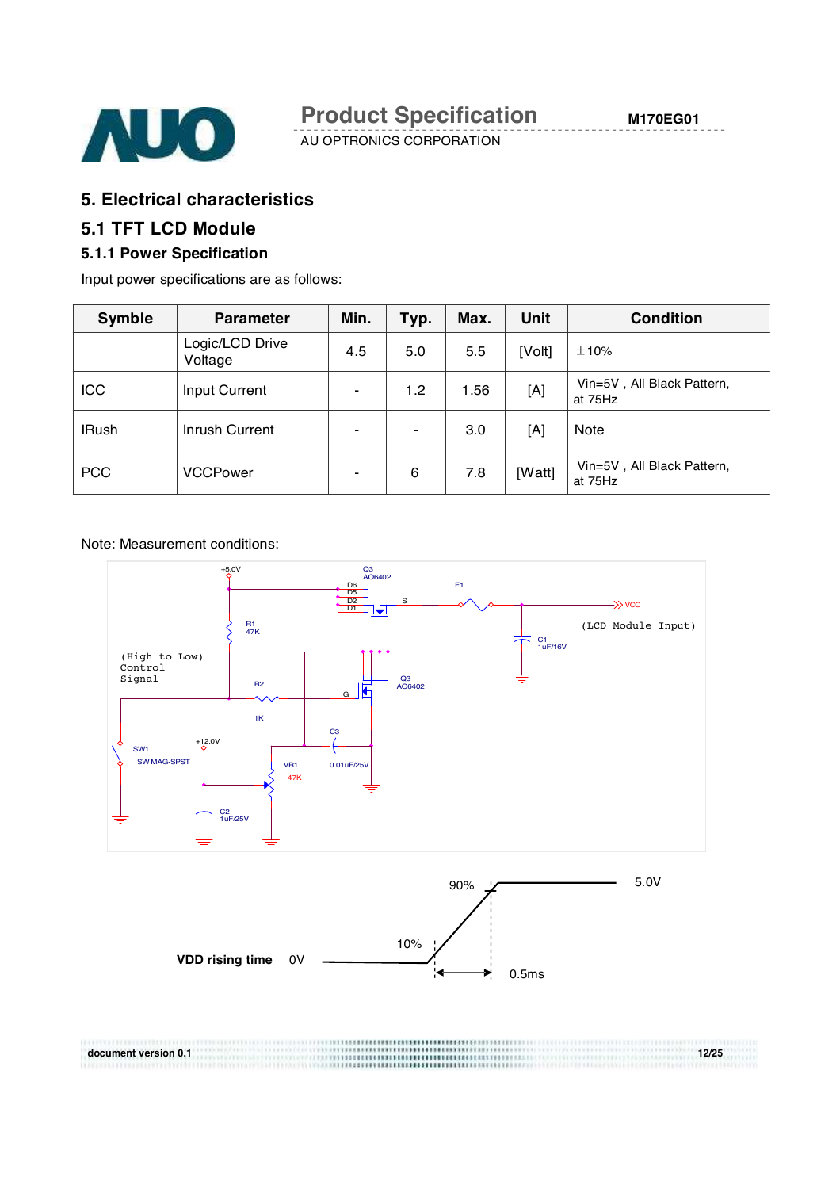# 5. Electrical characteristics

## 5.1 TFT LCD Module

### 5.1.1 Power Specification

Input power specifications are as follows:

| Symble | Parameter | Min. | Typ. | Max. | Unit | Condition |
|---|---|---|---|---|---|---|
| | Logic/LCD Drive Voltage | 4.5 | 5.0 | 5.5 | [Volt] | ±10% |
| ICC | Input Current | - | 1.2 | 1.56 | [A] | Vin=5V , All Black Pattern, at 75Hz |
| IRush | Inrush Current | - | - | 3.0 | [A] | Note |
| PCC | VCCPower | - | 6 | 7.8 | [Watt] | Vin=5V , All Black Pattern, at 75Hz |

Note: Measurement conditions:

+5.0V, Q3 AO6402, D6 D5 D2 D1, S, F1, VCC, (LCD Module Input), R1 47K, C1 1uF/16V, (High to Low) Control Signal, R2 1K, G, Q3 AO6402, C3 0.01uF/25V, SW1 SW MAG-SPST, +12.0V, VR1 47K, C2 1uF/25V

VDD rising time 0V, 10%, 90%, 5.0V, 0.5ms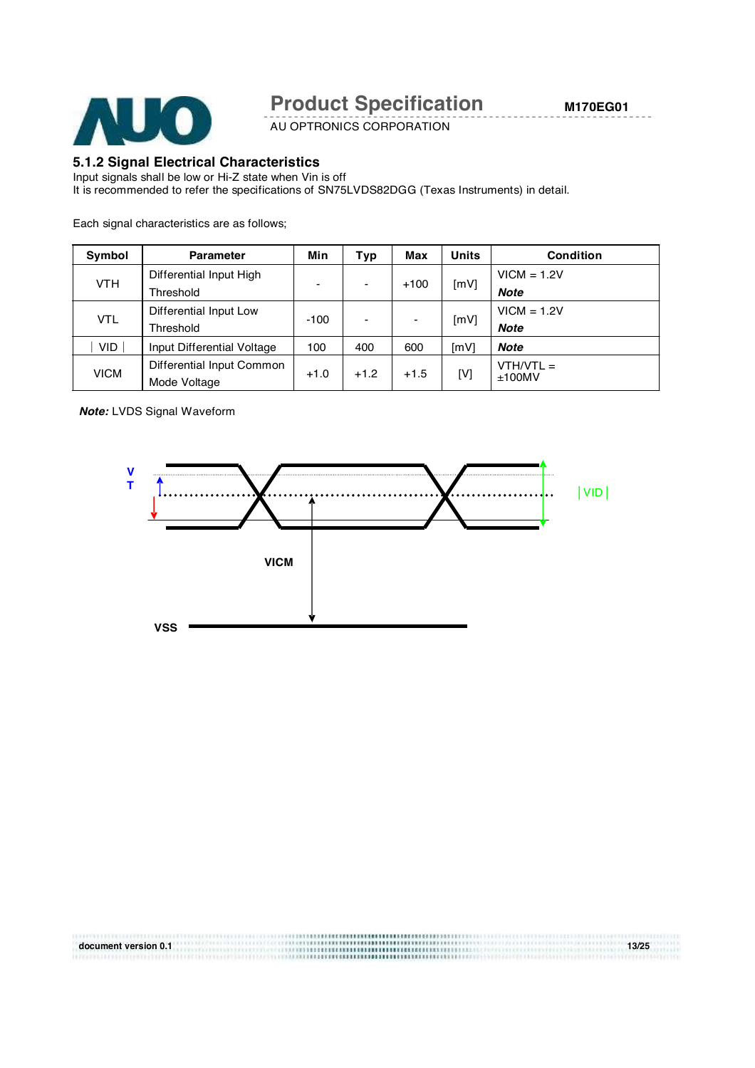### 5.1.2 Signal Electrical Characteristics

Input signals shall be low or Hi-Z state when Vin is off

It is recommended to refer the specifications of SN75LVDS82DGG (Texas Instruments) in detail.

Each signal characteristics are as follows;

| Symbol | Parameter | Min | Typ | Max | Units | Condition |
|---|---|---|---|---|---|---|
| VTH | Differential Input High Threshold | - | - | +100 | [mV] | VICM = 1.2V ***Note*** |
| VTL | Differential Input Low Threshold | -100 | - | - | [mV] | VICM = 1.2V ***Note*** |
| ∣ VID ∣ | Input Differential Voltage | 100 | 400 | 600 | [mV] | ***Note*** |
| VICM | Differential Input Common Mode Voltage | +1.0 | +1.2 | +1.5 | [V] | VTH/VTL = ±100MV |

***Note:*** LVDS Signal Waveform

V T

∣VID∣

VICM

VSS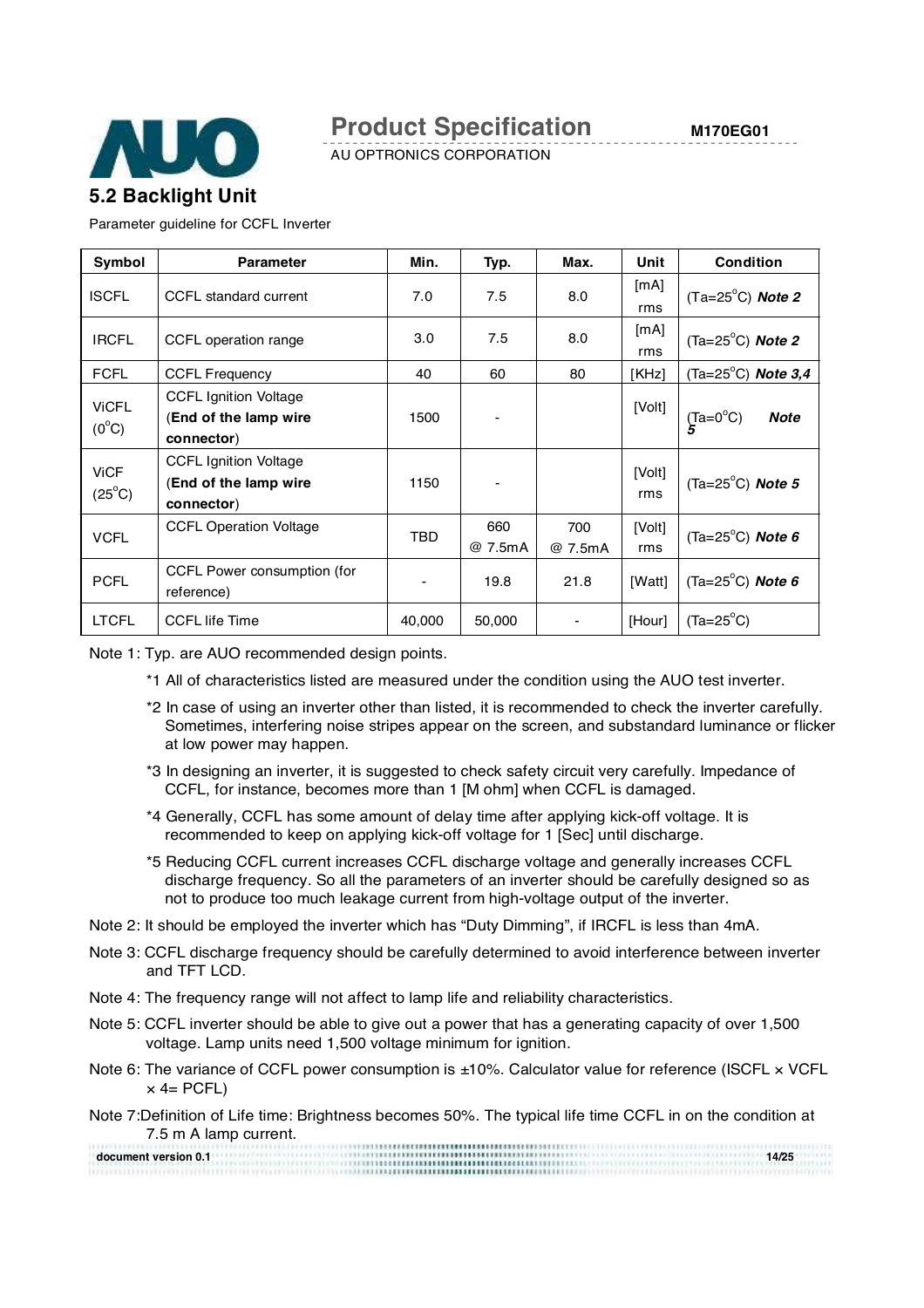## 5.2 Backlight Unit

Parameter guideline for CCFL Inverter

| Symbol | Parameter | Min. | Typ. | Max. | Unit | Condition |
|---|---|---|---|---|---|---|
| ISCFL | CCFL standard current | 7.0 | 7.5 | 8.0 | [mA] rms | (Ta=25°C) ***Note 2*** |
| IRCFL | CCFL operation range | 3.0 | 7.5 | 8.0 | [mA] rms | (Ta=25°C) ***Note 2*** |
| FCFL | CCFL Frequency | 40 | 60 | 80 | [KHz] | (Ta=25°C) ***Note 3,4*** |
| ViCFL (0°C) | CCFL Ignition Voltage (**End of the lamp wire connector**) | 1500 | - | | [Volt] | (Ta=0°C) ***Note 5*** |
| ViCF (25°C) | CCFL Ignition Voltage (**End of the lamp wire connector**) | 1150 | - | | [Volt] rms | (Ta=25°C) ***Note 5*** |
| VCFL | CCFL Operation Voltage | TBD | 660 @ 7.5mA | 700 @ 7.5mA | [Volt] rms | (Ta=25°C) ***Note 6*** |
| PCFL | CCFL Power consumption (for reference) | - | 19.8 | 21.8 | [Watt] | (Ta=25°C) ***Note 6*** |
| LTCFL | CCFL life Time | 40,000 | 50,000 | - | [Hour] | (Ta=25°C) |

Note 1: Typ. are AUO recommended design points.

*1 All of characteristics listed are measured under the condition using the AUO test inverter.

*2 In case of using an inverter other than listed, it is recommended to check the inverter carefully. Sometimes, interfering noise stripes appear on the screen, and substandard luminance or flicker at low power may happen.

*3 In designing an inverter, it is suggested to check safety circuit very carefully. Impedance of CCFL, for instance, becomes more than 1 [M ohm] when CCFL is damaged.

*4 Generally, CCFL has some amount of delay time after applying kick-off voltage. It is recommended to keep on applying kick-off voltage for 1 [Sec] until discharge.

*5 Reducing CCFL current increases CCFL discharge voltage and generally increases CCFL discharge frequency. So all the parameters of an inverter should be carefully designed so as not to produce too much leakage current from high-voltage output of the inverter.

Note 2: It should be employed the inverter which has "Duty Dimming", if IRCFL is less than 4mA.

Note 3: CCFL discharge frequency should be carefully determined to avoid interference between inverter and TFT LCD.

Note 4: The frequency range will not affect to lamp life and reliability characteristics.

Note 5: CCFL inverter should be able to give out a power that has a generating capacity of over 1,500 voltage. Lamp units need 1,500 voltage minimum for ignition.

Note 6: The variance of CCFL power consumption is ±10%. Calculator value for reference (ISCFL × VCFL × 4= PCFL)

Note 7:Definition of Life time: Brightness becomes 50%. The typical life time CCFL in on the condition at 7.5 m A lamp current.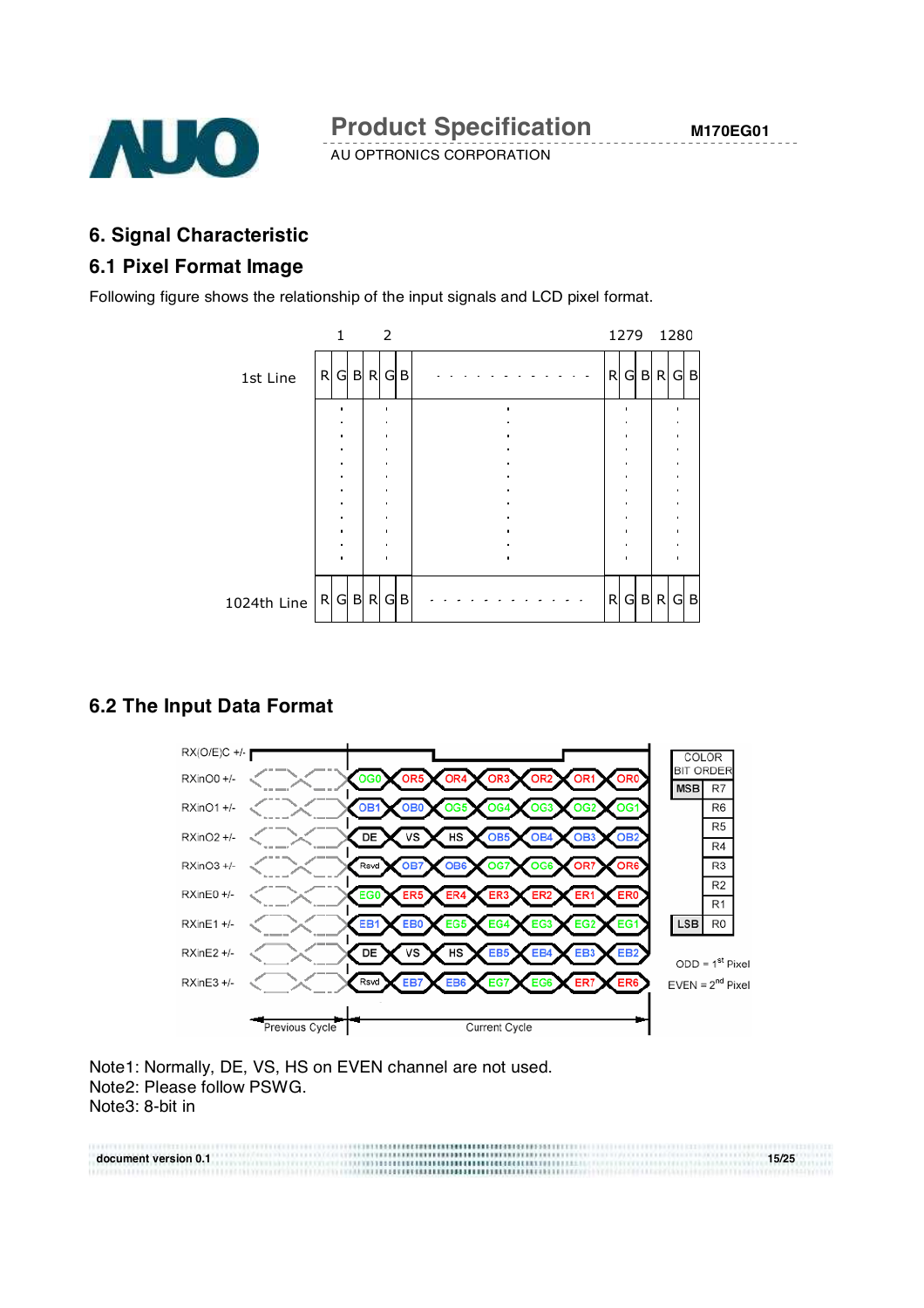## 6. Signal Characteristic

### 6.1 Pixel Format Image

Following figure shows the relationship of the input signals and LCD pixel format.

| | 1 | | | 2 | | | | 1279 | | | 1280 | | |
|---|---|---|---|---|---|---|---|---|---|---|---|---|---|
| 1st Line | R | G | B | R | G | B | . . . . . . . . . . . . | R | G | B | R | G | B |
| 1024th Line | R | G | B | R | G | B | . . . . . . . . . . . . | R | G | B | R | G | B |

### 6.2 The Input Data Format

| Signal | Previous Cycle | Current Cycle | | | | | | |
|---|---|---|---|---|---|---|---|---|
| RX(O/E)C +/- | | | | | | | | |
| RXinO0 +/- | | OG0 | OR5 | OR4 | OR3 | OR2 | OR1 | OR0 |
| RXinO1 +/- | | OB1 | OB0 | OG5 | OG4 | OG3 | OG2 | OG1 |
| RXinO2 +/- | | DE | VS | HS | OB5 | OB4 | OB3 | OB2 |
| RXinO3 +/- | | Rsvd | OB7 | OB6 | OG7 | OG6 | OR7 | OR6 |
| RXinE0 +/- | | EG0 | ER5 | ER4 | ER3 | ER2 | ER1 | ER0 |
| RXinE1 +/- | | EB1 | EB0 | EG5 | EG4 | EG3 | EG2 | EG1 |
| RXinE2 +/- | | DE | VS | HS | EB5 | EB4 | EB3 | EB2 |
| RXinE3 +/- | | Rsvd | EB7 | EB6 | EG7 | EG6 | ER7 | ER6 |

| COLOR BIT ORDER | |
|---|---|
| MSB | R7 |
| | R6 |
| | R5 |
| | R4 |
| | R3 |
| | R2 |
| | R1 |
| LSB | R0 |

ODD = 1st Pixel
EVEN = 2nd Pixel

Note1: Normally, DE, VS, HS on EVEN channel are not used.
Note2: Please follow PSWG.
Note3: 8-bit in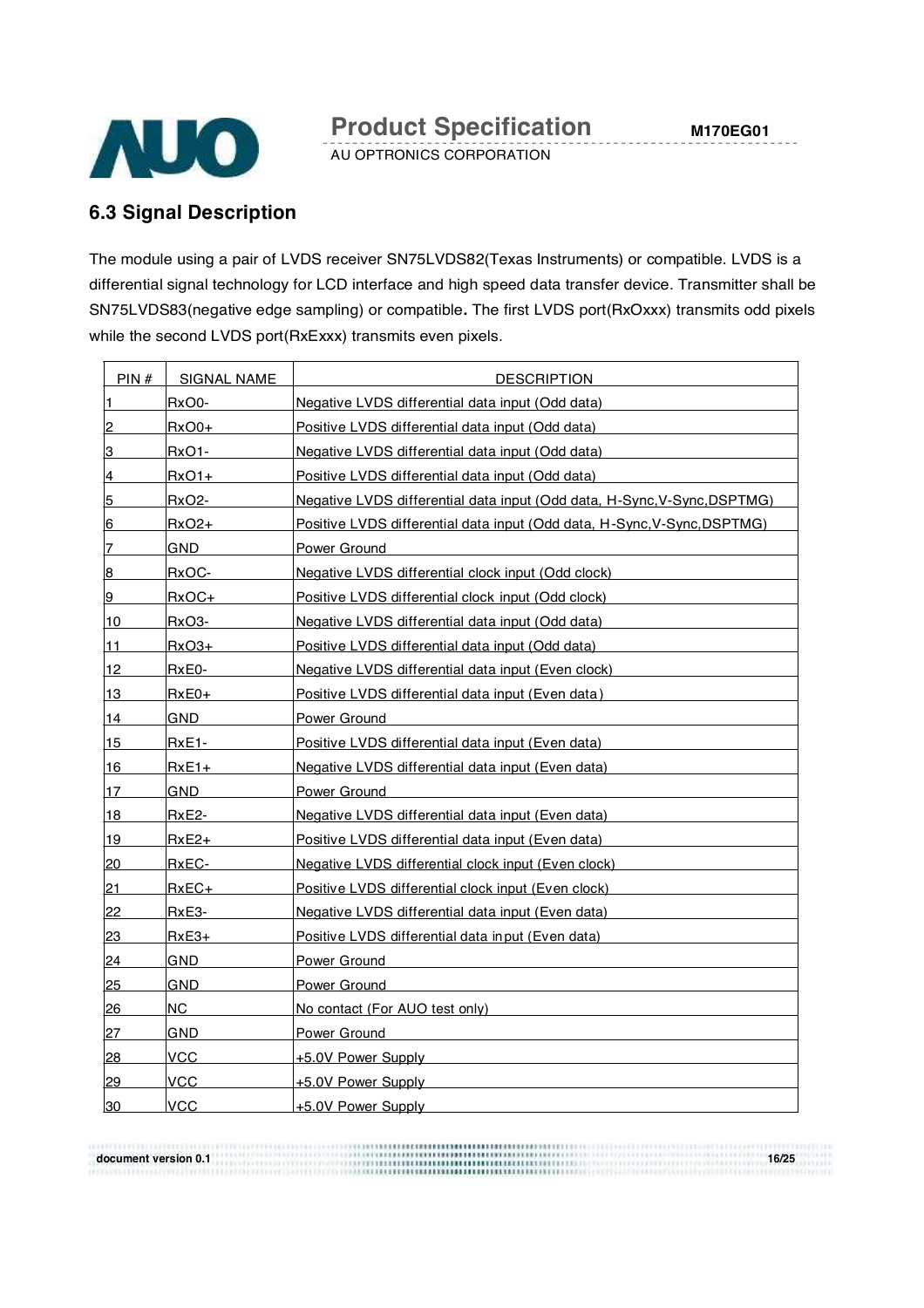## 6.3 Signal Description

The module using a pair of LVDS receiver SN75LVDS82(Texas Instruments) or compatible. LVDS is a differential signal technology for LCD interface and high speed data transfer device. Transmitter shall be SN75LVDS83(negative edge sampling) or compatible**.** The first LVDS port(RxOxxx) transmits odd pixels while the second LVDS port(RxExxx) transmits even pixels.

| PIN # | SIGNAL NAME | DESCRIPTION |
|---|---|---|
| 1 | RxO0- | Negative LVDS differential data input (Odd data) |
| 2 | RxO0+ | Positive LVDS differential data input (Odd data) |
| 3 | RxO1- | Negative LVDS differential data input (Odd data) |
| 4 | RxO1+ | Positive LVDS differential data input (Odd data) |
| 5 | RxO2- | Negative LVDS differential data input (Odd data, H-Sync,V-Sync,DSPTMG) |
| 6 | RxO2+ | Positive LVDS differential data input (Odd data, H-Sync,V-Sync,DSPTMG) |
| 7 | GND | Power Ground |
| 8 | RxOC- | Negative LVDS differential clock input (Odd clock) |
| 9 | RxOC+ | Positive LVDS differential clock input (Odd clock) |
| 10 | RxO3- | Negative LVDS differential data input (Odd data) |
| 11 | RxO3+ | Positive LVDS differential data input (Odd data) |
| 12 | RxE0- | Negative LVDS differential data input (Even clock) |
| 13 | RxE0+ | Positive LVDS differential data input (Even data) |
| 14 | GND | Power Ground |
| 15 | RxE1- | Positive LVDS differential data input (Even data) |
| 16 | RxE1+ | Negative LVDS differential data input (Even data) |
| 17 | GND | Power Ground |
| 18 | RxE2- | Negative LVDS differential data input (Even data) |
| 19 | RxE2+ | Positive LVDS differential data input (Even data) |
| 20 | RxEC- | Negative LVDS differential clock input (Even clock) |
| 21 | RxEC+ | Positive LVDS differential clock input (Even clock) |
| 22 | RxE3- | Negative LVDS differential data input (Even data) |
| 23 | RxE3+ | Positive LVDS differential data input (Even data) |
| 24 | GND | Power Ground |
| 25 | GND | Power Ground |
| 26 | NC | No contact (For AUO test only) |
| 27 | GND | Power Ground |
| 28 | VCC | +5.0V Power Supply |
| 29 | VCC | +5.0V Power Supply |
| 30 | VCC | +5.0V Power Supply |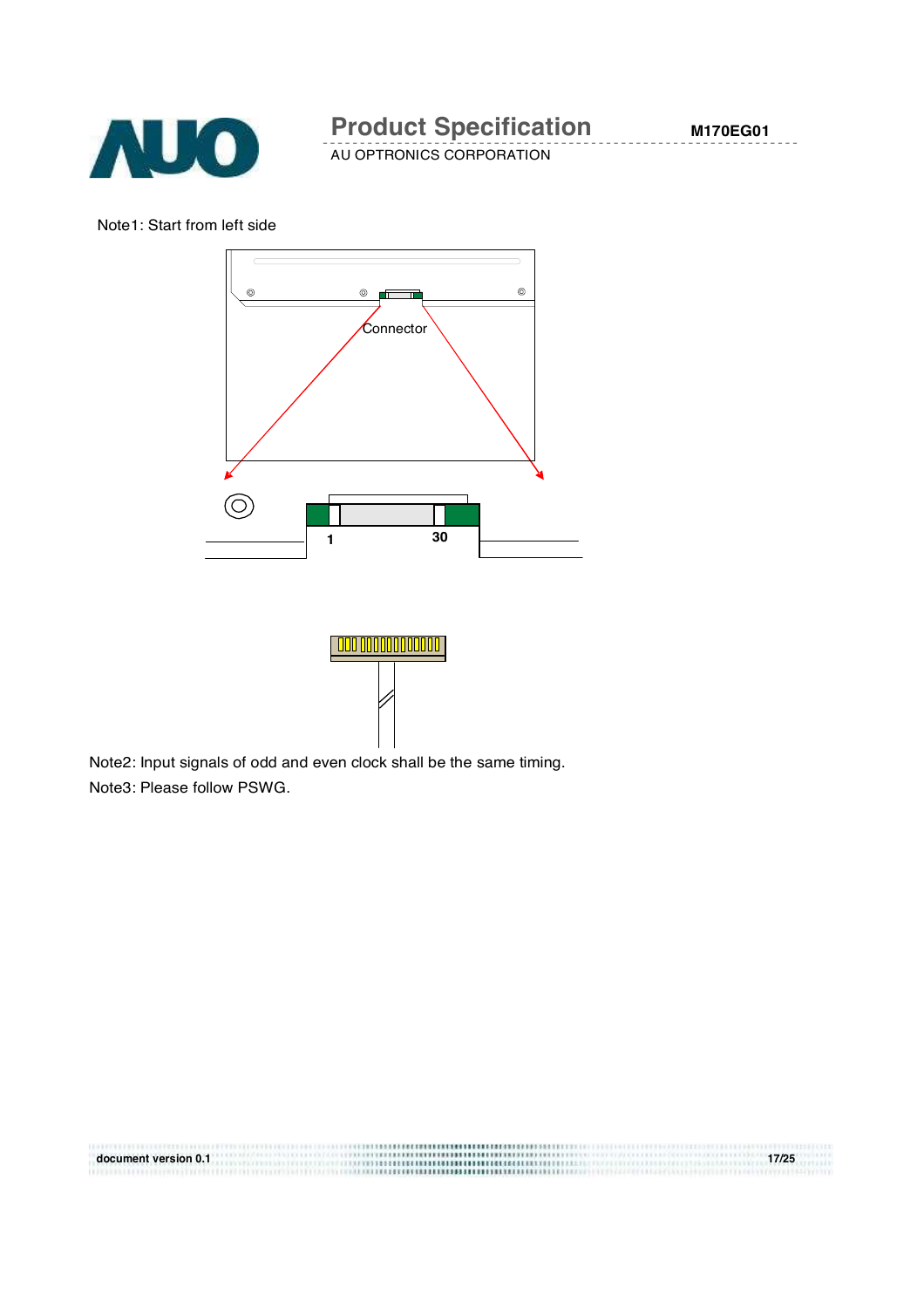Note1: Start from left side

Connector

1

30

Note2: Input signals of odd and even clock shall be the same timing.

Note3: Please follow PSWG.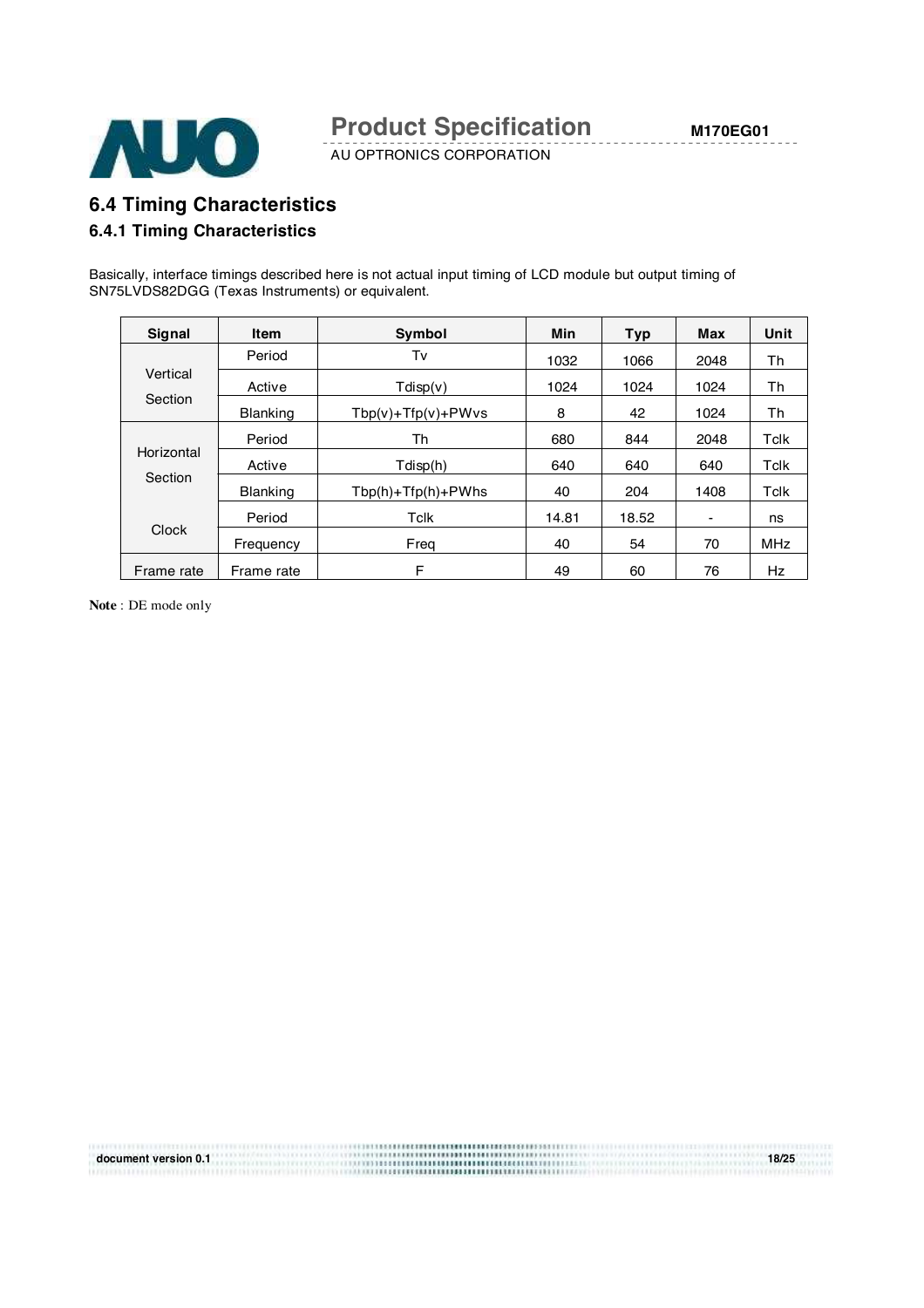## 6.4 Timing Characteristics

### 6.4.1 Timing Characteristics

Basically, interface timings described here is not actual input timing of LCD module but output timing of SN75LVDS82DGG (Texas Instruments) or equivalent.

| Signal | Item | Symbol | Min | Typ | Max | Unit |
|---|---|---|---|---|---|---|
| Vertical Section | Period | Tv | 1032 | 1066 | 2048 | Th |
| | Active | Tdisp(v) | 1024 | 1024 | 1024 | Th |
| | Blanking | Tbp(v)+Tfp(v)+PWvs | 8 | 42 | 1024 | Th |
| Horizontal Section | Period | Th | 680 | 844 | 2048 | Tclk |
| | Active | Tdisp(h) | 640 | 640 | 640 | Tclk |
| | Blanking | Tbp(h)+Tfp(h)+PWhs | 40 | 204 | 1408 | Tclk |
| Clock | Period | Tclk | 14.81 | 18.52 | - | ns |
| | Frequency | Freq | 40 | 54 | 70 | MHz |
| Frame rate | Frame rate | F | 49 | 60 | 76 | Hz |

**Note** : DE mode only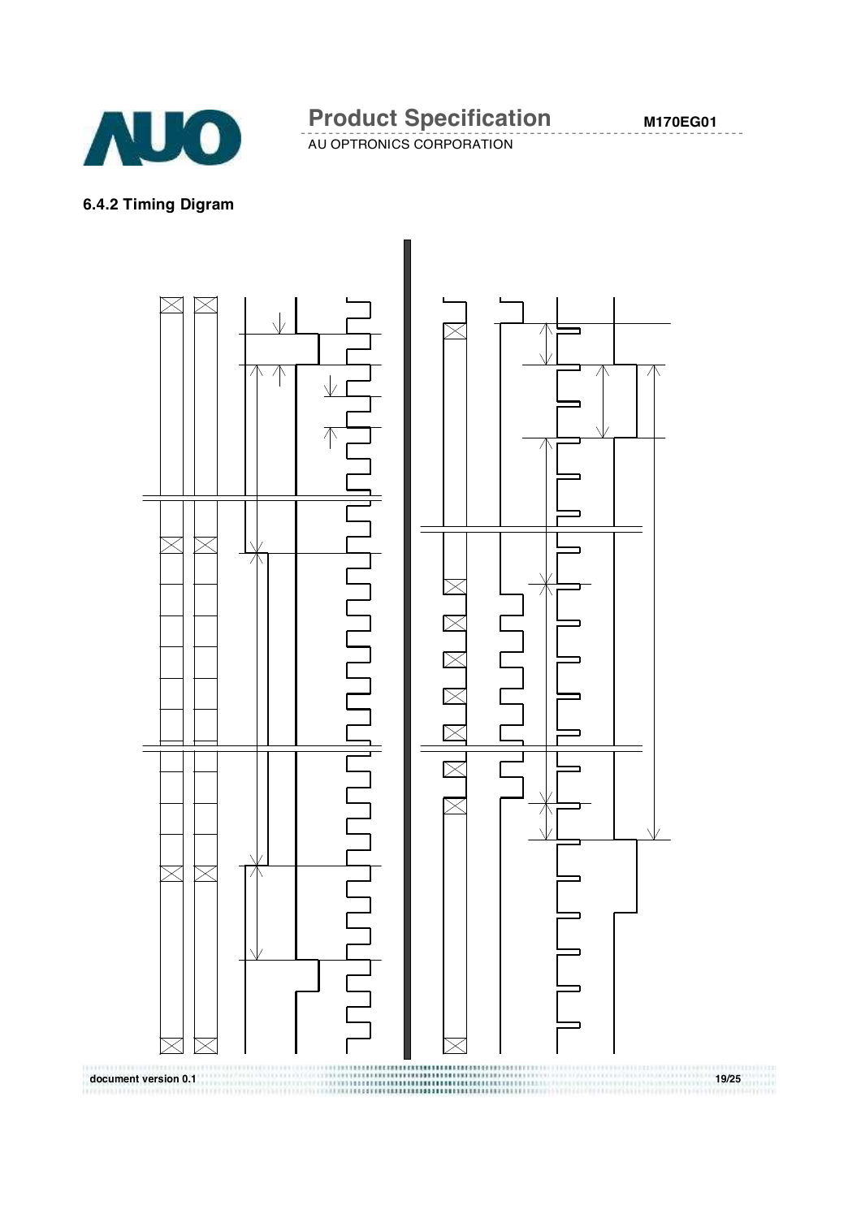### 6.4.2 Timing Digram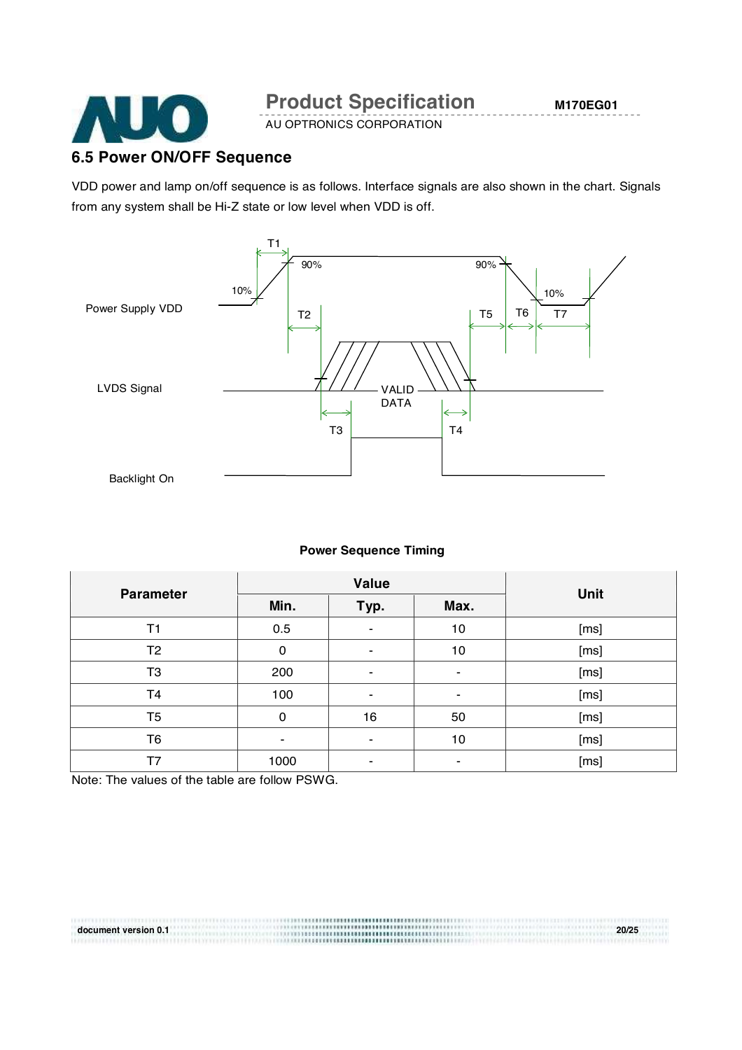## 6.5 Power ON/OFF Sequence

VDD power and lamp on/off sequence is as follows. Interface signals are also shown in the chart. Signals from any system shall be Hi-Z state or low level when VDD is off.

**Power Sequence Timing**

| Parameter | Value | | | Unit |
|---|---|---|---|---|
| | Min. | Typ. | Max. | |
| T1 | 0.5 | - | 10 | [ms] |
| T2 | 0 | - | 10 | [ms] |
| T3 | 200 | - | - | [ms] |
| T4 | 100 | - | - | [ms] |
| T5 | 0 | 16 | 50 | [ms] |
| T6 | - | - | 10 | [ms] |
| T7 | 1000 | - | - | [ms] |

Note: The values of the table are follow PSWG.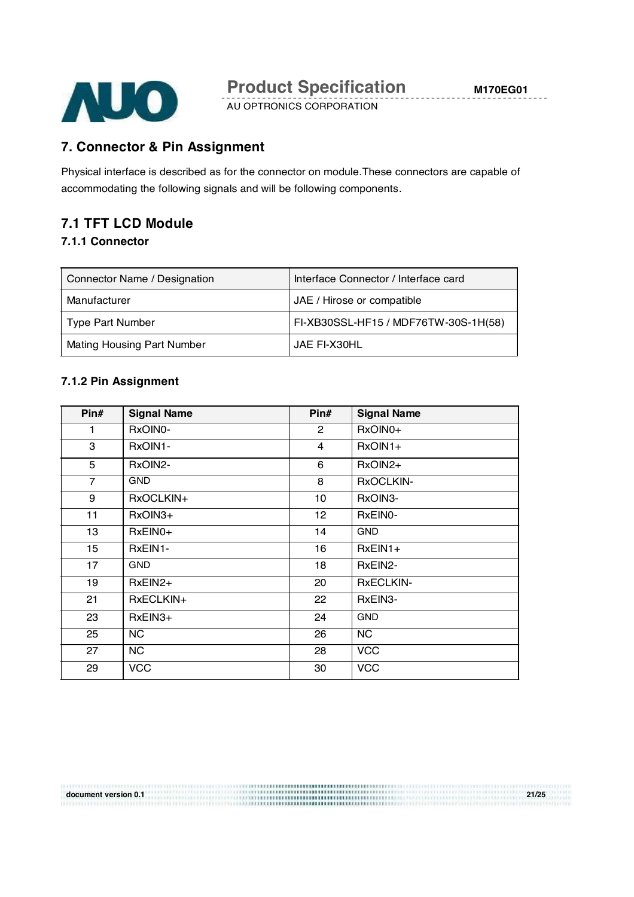## 7. Connector & Pin Assignment

Physical interface is described as for the connector on module.These connectors are capable of accommodating the following signals and will be following components.

## 7.1 TFT LCD Module

### 7.1.1 Connector

| Connector Name / Designation | Interface Connector / Interface card |
|---|---|
| Manufacturer | JAE / Hirose or compatible |
| Type Part Number | FI-XB30SSL-HF15 / MDF76TW-30S-1H(58) |
| Mating Housing Part Number | JAE FI-X30HL |

### 7.1.2 Pin Assignment

| Pin# | Signal Name | Pin# | Signal Name |
|---|---|---|---|
| 1 | RxOIN0- | 2 | RxOIN0+ |
| 3 | RxOIN1- | 4 | RxOIN1+ |
| 5 | RxOIN2- | 6 | RxOIN2+ |
| 7 | GND | 8 | RxOCLKIN- |
| 9 | RxOCLKIN+ | 10 | RxOIN3- |
| 11 | RxOIN3+ | 12 | RxEIN0- |
| 13 | RxEIN0+ | 14 | GND |
| 15 | RxEIN1- | 16 | RxEIN1+ |
| 17 | GND | 18 | RxEIN2- |
| 19 | RxEIN2+ | 20 | RxECLKIN- |
| 21 | RxECLKIN+ | 22 | RxEIN3- |
| 23 | RxEIN3+ | 24 | GND |
| 25 | NC | 26 | NC |
| 27 | NC | 28 | VCC |
| 29 | VCC | 30 | VCC |